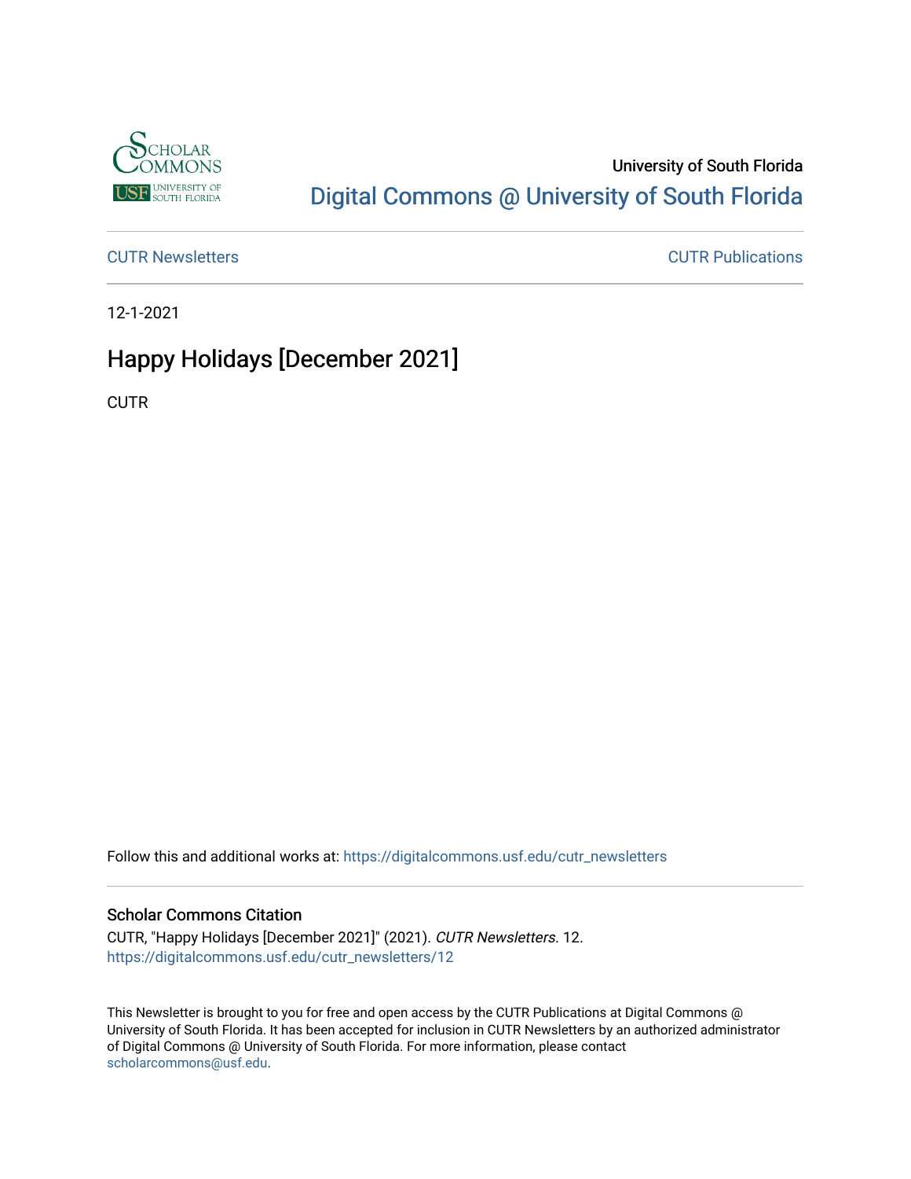University of South Florida

Digital Commons @ University of South Florida

CUTR Newsletters | CUTR Publications

12-1-2021

# Happy Holidays [December 2021]

CUTR

Follow this and additional works at: https://digitalcommons.usf.edu/cutr_newsletters

### Scholar Commons Citation

CUTR, "Happy Holidays [December 2021]" (2021). *CUTR Newsletters*. 12.
https://digitalcommons.usf.edu/cutr_newsletters/12

This Newsletter is brought to you for free and open access by the CUTR Publications at Digital Commons @ University of South Florida. It has been accepted for inclusion in CUTR Newsletters by an authorized administrator of Digital Commons @ University of South Florida. For more information, please contact scholarcommons@usf.edu.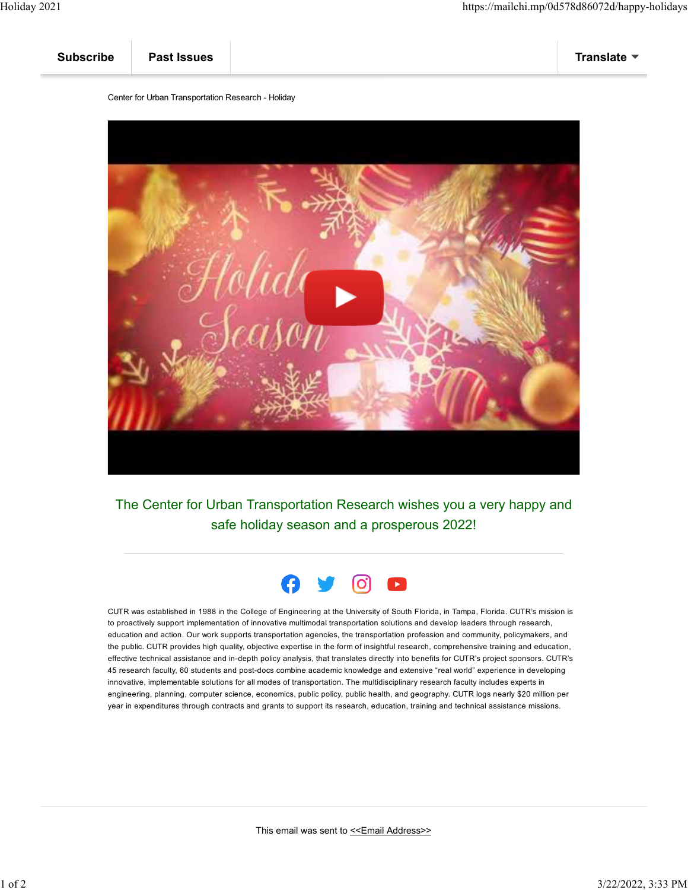Subscribe | Past Issues | Translate

Center for Urban Transportation Research - Holiday

The Center for Urban Transportation Research wishes you a very happy and safe holiday season and a prosperous 2022!

---

CUTR was established in 1988 in the College of Engineering at the University of South Florida, in Tampa, Florida. CUTR's mission is to proactively support implementation of innovative multimodal transportation solutions and develop leaders through research, education and action. Our work supports transportation agencies, the transportation profession and community, policymakers, and the public. CUTR provides high quality, objective expertise in the form of insightful research, comprehensive training and education, effective technical assistance and in-depth policy analysis, that translates directly into benefits for CUTR's project sponsors. CUTR's 45 research faculty, 60 students and post-docs combine academic knowledge and extensive "real world" experience in developing innovative, implementable solutions for all modes of transportation. The multidisciplinary research faculty includes experts in engineering, planning, computer science, economics, public policy, public health, and geography. CUTR logs nearly $20 million per year in expenditures through contracts and grants to support its research, education, training and technical assistance missions.

---

This email was sent to <<Email Address>>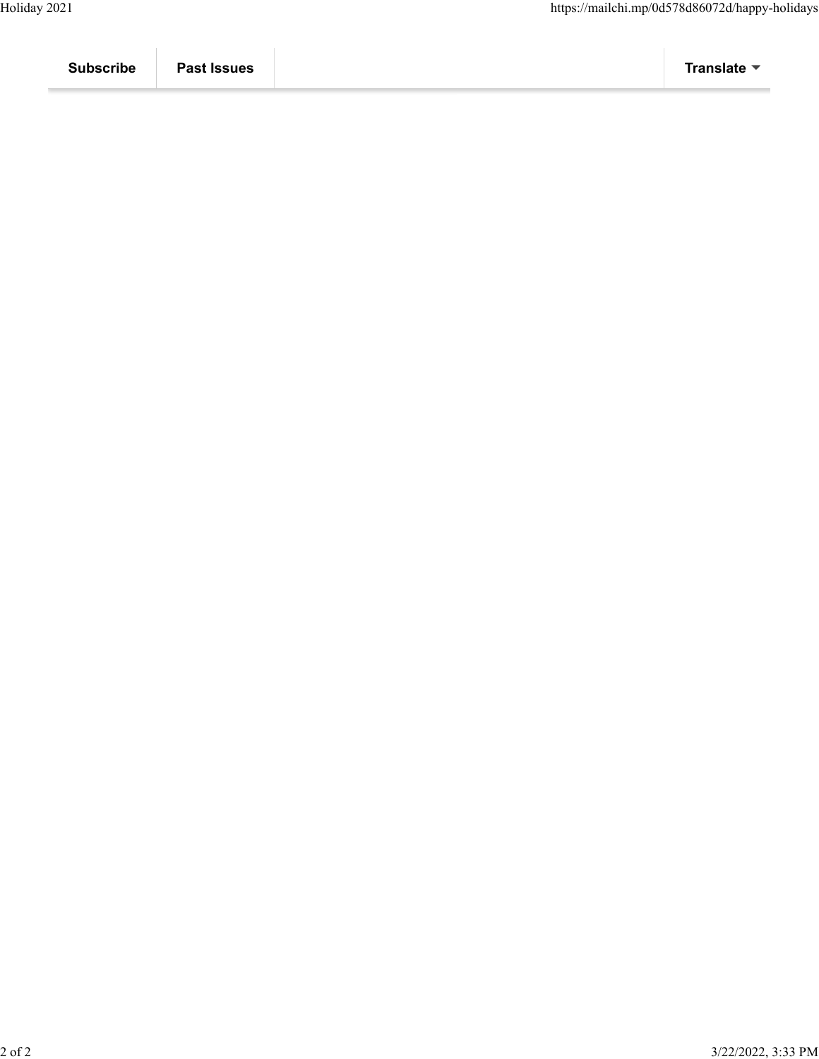Subscribe | Past Issues | Translate